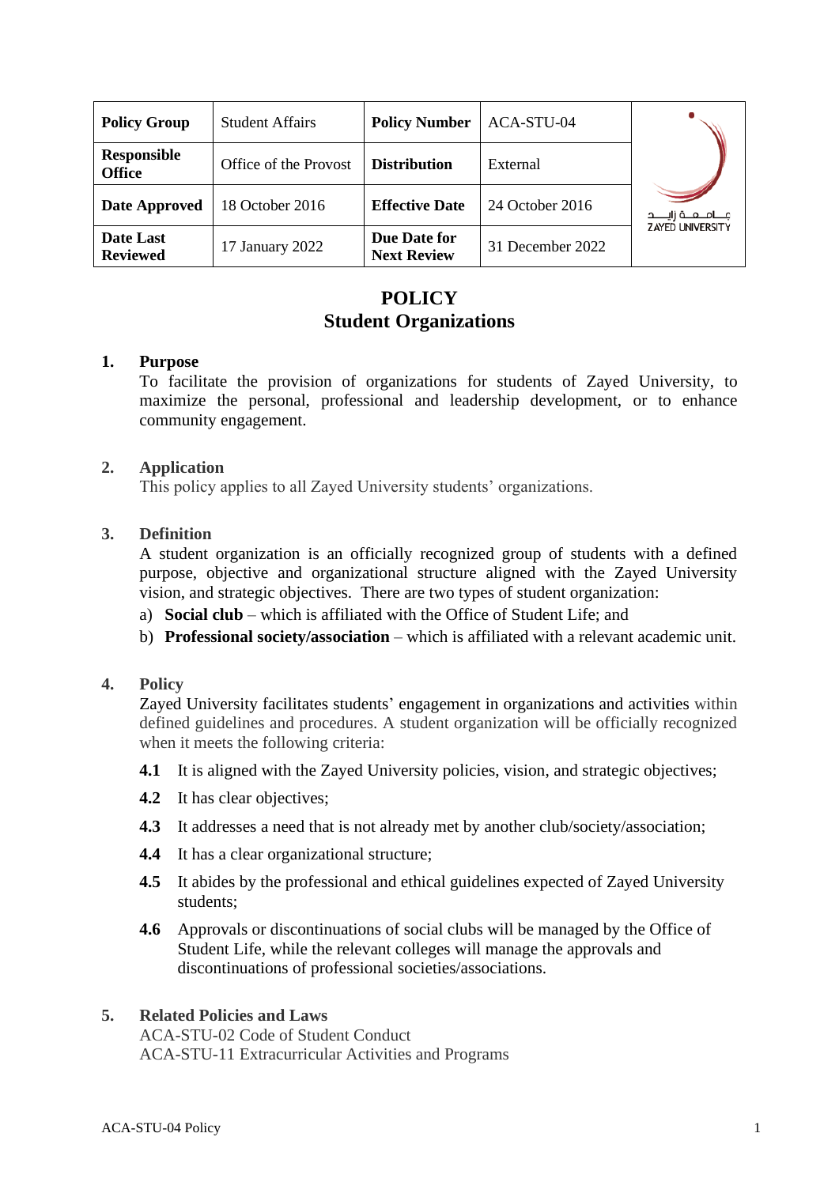| Policy Group | Student Affairs | Policy Number | ACA-STU-04 | جـامـعـة زايـد ZAYED UNIVERSITY |
|---|---|---|---|---|
| Responsible Office | Office of the Provost | Distribution | External | |
| Date Approved | 18 October 2016 | Effective Date | 24 October 2016 | |
| Date Last Reviewed | 17 January 2022 | Due Date for Next Review | 31 December 2022 | |

# POLICY
# Student Organizations

## 1. Purpose

To facilitate the provision of organizations for students of Zayed University, to maximize the personal, professional and leadership development, or to enhance community engagement.

## 2. Application

This policy applies to all Zayed University students' organizations.

## 3. Definition

A student organization is an officially recognized group of students with a defined purpose, objective and organizational structure aligned with the Zayed University vision, and strategic objectives. There are two types of student organization:

a) **Social club** – which is affiliated with the Office of Student Life; and

b) **Professional society/association** – which is affiliated with a relevant academic unit.

## 4. Policy

Zayed University facilitates students' engagement in organizations and activities within defined guidelines and procedures. A student organization will be officially recognized when it meets the following criteria:

**4.1** It is aligned with the Zayed University policies, vision, and strategic objectives;

**4.2** It has clear objectives;

**4.3** It addresses a need that is not already met by another club/society/association;

**4.4** It has a clear organizational structure;

**4.5** It abides by the professional and ethical guidelines expected of Zayed University students;

**4.6** Approvals or discontinuations of social clubs will be managed by the Office of Student Life, while the relevant colleges will manage the approvals and discontinuations of professional societies/associations.

## 5. Related Policies and Laws

ACA-STU-02 Code of Student Conduct
ACA-STU-11 Extracurricular Activities and Programs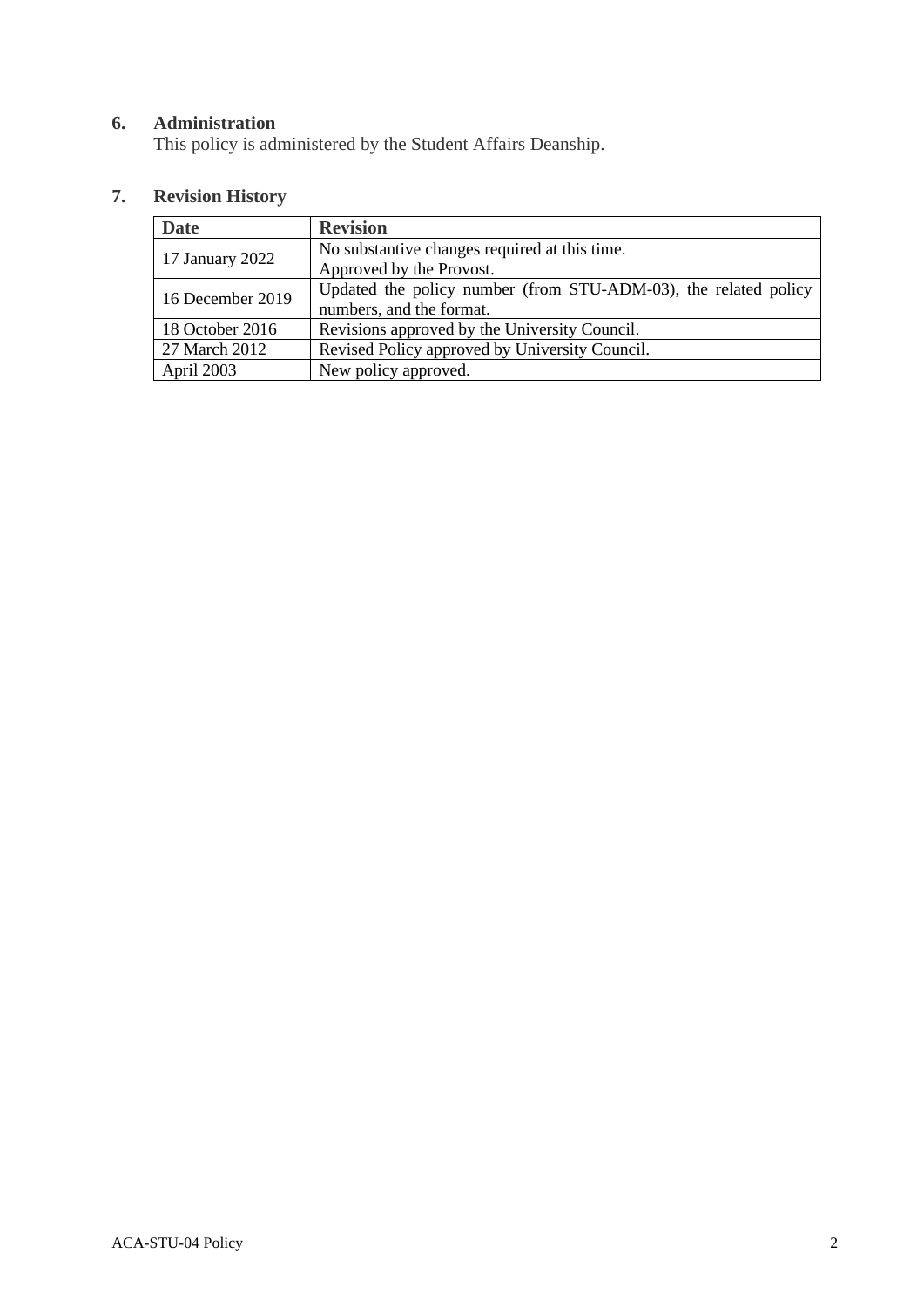## 6. Administration

This policy is administered by the Student Affairs Deanship.

## 7. Revision History

| Date | Revision |
| --- | --- |
| 17 January 2022 | No substantive changes required at this time. Approved by the Provost. |
| 16 December 2019 | Updated the policy number (from STU-ADM-03), the related policy numbers, and the format. |
| 18 October 2016 | Revisions approved by the University Council. |
| 27 March 2012 | Revised Policy approved by University Council. |
| April 2003 | New policy approved. |